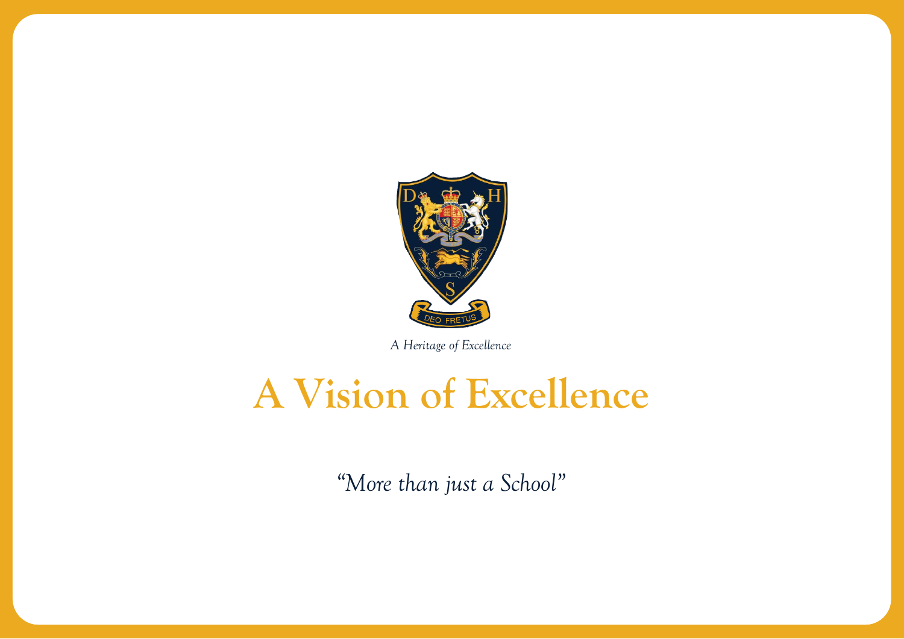*A Heritage of Excellence*

# A Vision of Excellence

*"More than just a School"*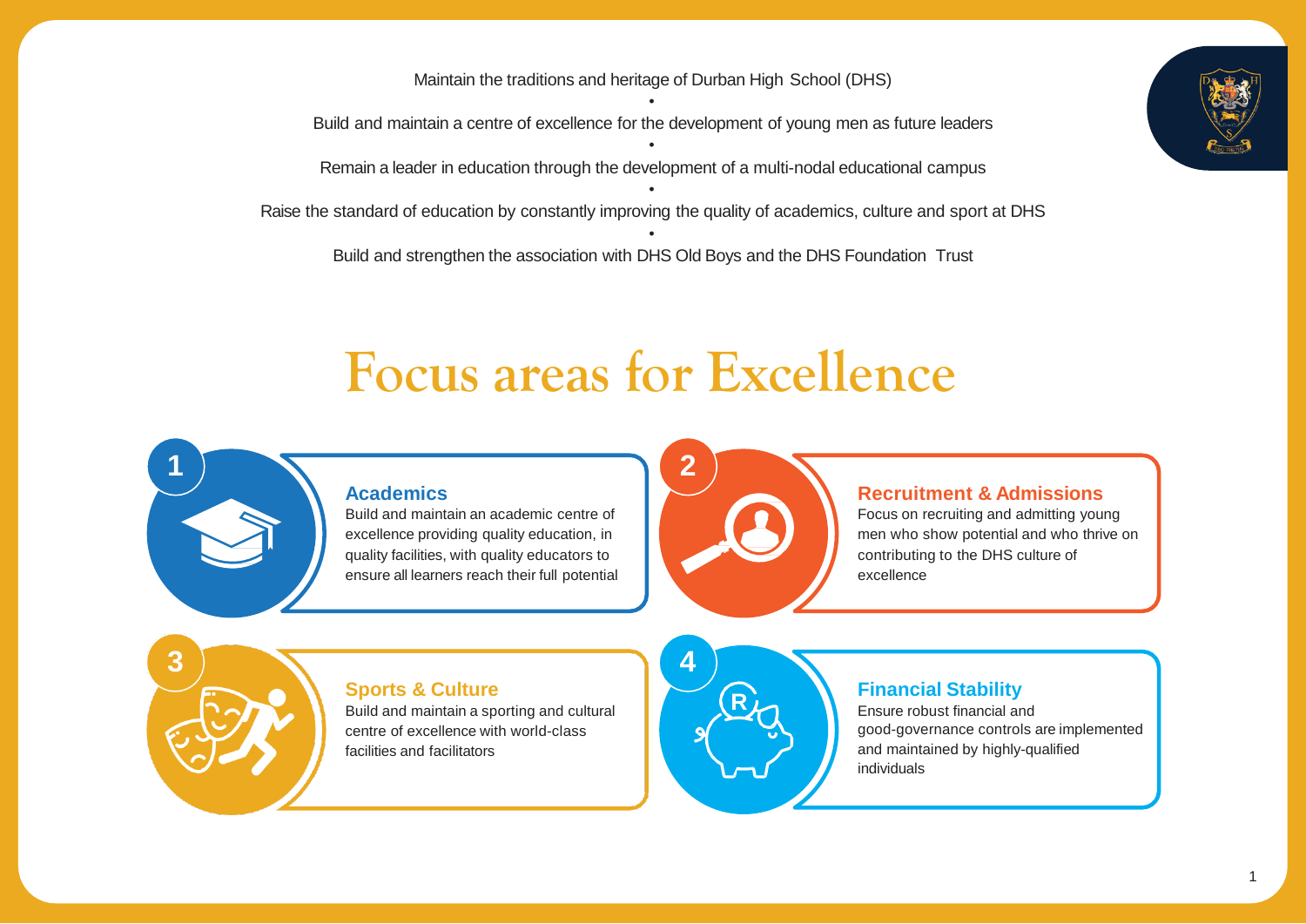Maintain the traditions and heritage of Durban High School (DHS)

•

Build and maintain a centre of excellence for the development of young men as future leaders

•

Remain a leader in education through the development of a multi-nodal educational campus

•

Raise the standard of education by constantly improving the quality of academics, culture and sport at DHS

•

Build and strengthen the association with DHS Old Boys and the DHS Foundation Trust

# Focus areas for Excellence

## 1 Academics

Build and maintain an academic centre of excellence providing quality education, in quality facilities, with quality educators to ensure all learners reach their full potential

## 2 Recruitment & Admissions

Focus on recruiting and admitting young men who show potential and who thrive on contributing to the DHS culture of excellence

## 3 Sports & Culture

Build and maintain a sporting and cultural centre of excellence with world-class facilities and facilitators

## 4 Financial Stability

Ensure robust financial and good-governance controls are implemented and maintained by highly-qualified individuals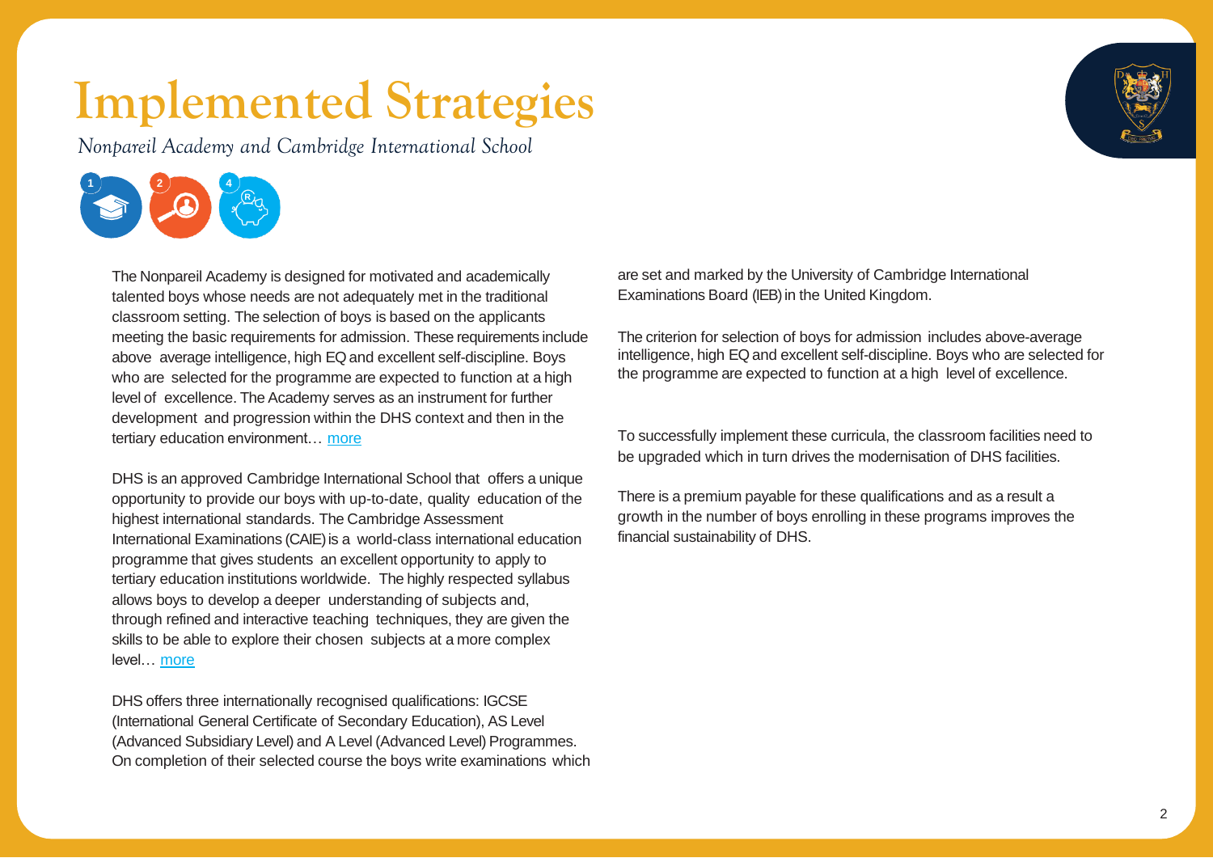# Implemented Strategies

*Nonpareil Academy and Cambridge International School*

The Nonpareil Academy is designed for motivated and academically talented boys whose needs are not adequately met in the traditional classroom setting. The selection of boys is based on the applicants meeting the basic requirements for admission. These requirements include above average intelligence, high EQ and excellent self-discipline. Boys who are selected for the programme are expected to function at a high level of excellence. The Academy serves as an instrument for further development and progression within the DHS context and then in the tertiary education environment… more

DHS is an approved Cambridge International School that offers a unique opportunity to provide our boys with up-to-date, quality education of the highest international standards. The Cambridge Assessment International Examinations (CAIE) is a world-class international education programme that gives students an excellent opportunity to apply to tertiary education institutions worldwide. The highly respected syllabus allows boys to develop a deeper understanding of subjects and, through refined and interactive teaching techniques, they are given the skills to be able to explore their chosen subjects at a more complex level… more

DHS offers three internationally recognised qualifications: IGCSE (International General Certificate of Secondary Education), AS Level (Advanced Subsidiary Level) and A Level (Advanced Level) Programmes. On completion of their selected course the boys write examinations which are set and marked by the University of Cambridge International Examinations Board (IEB) in the United Kingdom.

The criterion for selection of boys for admission includes above-average intelligence, high EQ and excellent self-discipline. Boys who are selected for the programme are expected to function at a high level of excellence.

To successfully implement these curricula, the classroom facilities need to be upgraded which in turn drives the modernisation of DHS facilities.

There is a premium payable for these qualifications and as a result a growth in the number of boys enrolling in these programs improves the financial sustainability of DHS.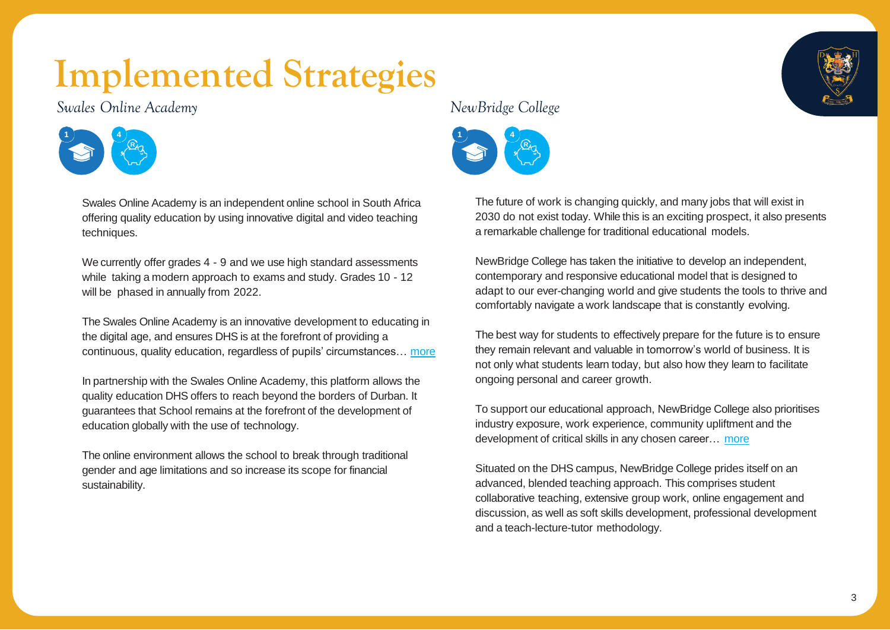# Implemented Strategies

## Swales Online Academy

Swales Online Academy is an independent online school in South Africa offering quality education by using innovative digital and video teaching techniques.

We currently offer grades 4 - 9 and we use high standard assessments while taking a modern approach to exams and study. Grades 10 - 12 will be phased in annually from 2022.

The Swales Online Academy is an innovative development to educating in the digital age, and ensures DHS is at the forefront of providing a continuous, quality education, regardless of pupils' circumstances… more

In partnership with the Swales Online Academy, this platform allows the quality education DHS offers to reach beyond the borders of Durban. It guarantees that School remains at the forefront of the development of education globally with the use of technology.

The online environment allows the school to break through traditional gender and age limitations and so increase its scope for financial sustainability.

## NewBridge College

The future of work is changing quickly, and many jobs that will exist in 2030 do not exist today. While this is an exciting prospect, it also presents a remarkable challenge for traditional educational models.

NewBridge College has taken the initiative to develop an independent, contemporary and responsive educational model that is designed to adapt to our ever-changing world and give students the tools to thrive and comfortably navigate a work landscape that is constantly evolving.

The best way for students to effectively prepare for the future is to ensure they remain relevant and valuable in tomorrow's world of business. It is not only what students learn today, but also how they learn to facilitate ongoing personal and career growth.

To support our educational approach, NewBridge College also prioritises industry exposure, work experience, community upliftment and the development of critical skills in any chosen career… more

Situated on the DHS campus, NewBridge College prides itself on an advanced, blended teaching approach. This comprises student collaborative teaching, extensive group work, online engagement and discussion, as well as soft skills development, professional development and a teach-lecture-tutor methodology.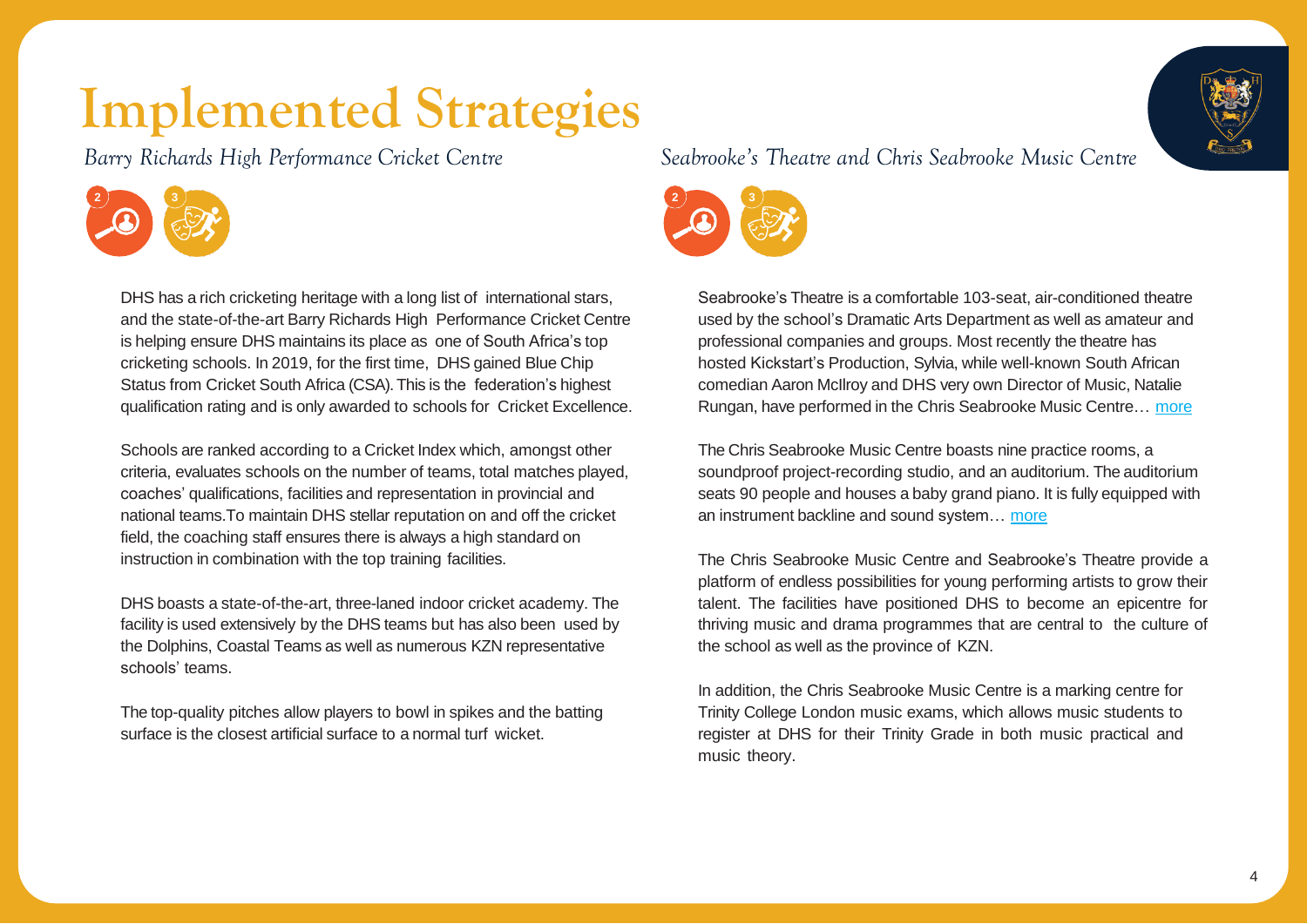# Implemented Strategies

## Barry Richards High Performance Cricket Centre

2 3

DHS has a rich cricketing heritage with a long list of international stars, and the state-of-the-art Barry Richards High Performance Cricket Centre is helping ensure DHS maintains its place as one of South Africa's top cricketing schools. In 2019, for the first time, DHS gained Blue Chip Status from Cricket South Africa (CSA). This is the federation's highest qualification rating and is only awarded to schools for Cricket Excellence.

Schools are ranked according to a Cricket Index which, amongst other criteria, evaluates schools on the number of teams, total matches played, coaches' qualifications, facilities and representation in provincial and national teams.To maintain DHS stellar reputation on and off the cricket field, the coaching staff ensures there is always a high standard on instruction in combination with the top training facilities.

DHS boasts a state-of-the-art, three-laned indoor cricket academy. The facility is used extensively by the DHS teams but has also been used by the Dolphins, Coastal Teams as well as numerous KZN representative schools' teams.

The top-quality pitches allow players to bowl in spikes and the batting surface is the closest artificial surface to a normal turf wicket.

## Seabrooke's Theatre and Chris Seabrooke Music Centre

2 3

Seabrooke's Theatre is a comfortable 103-seat, air-conditioned theatre used by the school's Dramatic Arts Department as well as amateur and professional companies and groups. Most recently the theatre has hosted Kickstart's Production, Sylvia, while well-known South African comedian Aaron McIlroy and DHS very own Director of Music, Natalie Rungan, have performed in the Chris Seabrooke Music Centre… more

The Chris Seabrooke Music Centre boasts nine practice rooms, a soundproof project-recording studio, and an auditorium. The auditorium seats 90 people and houses a baby grand piano. It is fully equipped with an instrument backline and sound system… more

The Chris Seabrooke Music Centre and Seabrooke's Theatre provide a platform of endless possibilities for young performing artists to grow their talent. The facilities have positioned DHS to become an epicentre for thriving music and drama programmes that are central to the culture of the school as well as the province of KZN.

In addition, the Chris Seabrooke Music Centre is a marking centre for Trinity College London music exams, which allows music students to register at DHS for their Trinity Grade in both music practical and music theory.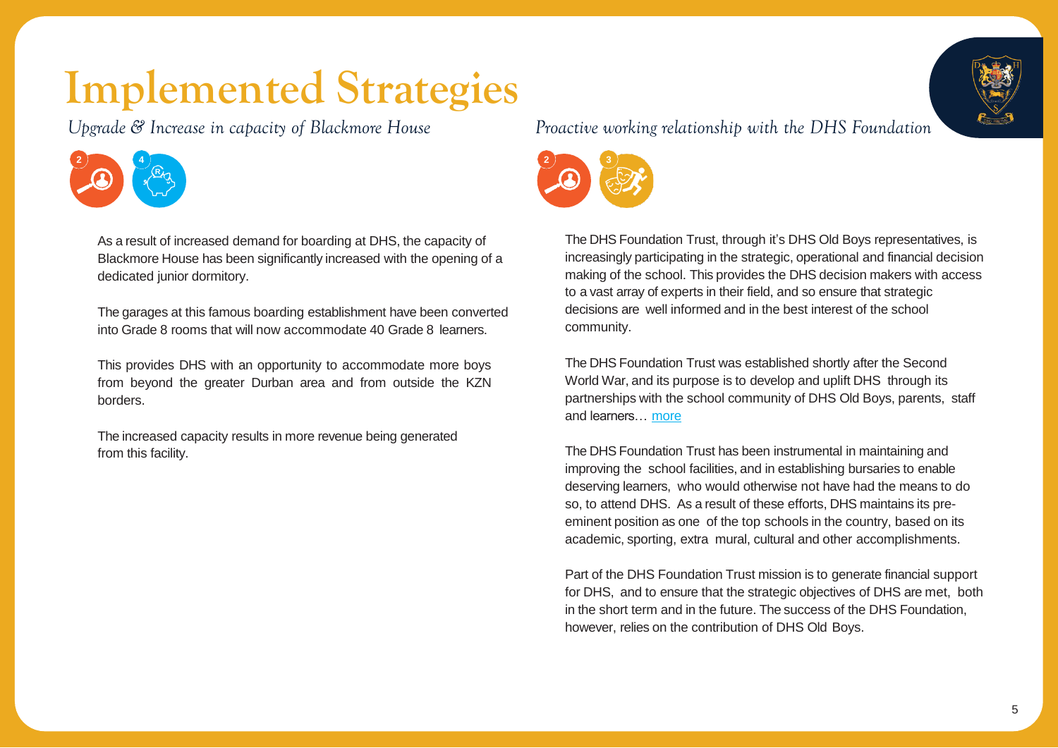# Implemented Strategies

## *Upgrade & Increase in capacity of Blackmore House*

As a result of increased demand for boarding at DHS, the capacity of Blackmore House has been significantly increased with the opening of a dedicated junior dormitory.

The garages at this famous boarding establishment have been converted into Grade 8 rooms that will now accommodate 40 Grade 8 learners.

This provides DHS with an opportunity to accommodate more boys from beyond the greater Durban area and from outside the KZN borders.

The increased capacity results in more revenue being generated from this facility.

## *Proactive working relationship with the DHS Foundation*

The DHS Foundation Trust, through it's DHS Old Boys representatives, is increasingly participating in the strategic, operational and financial decision making of the school. This provides the DHS decision makers with access to a vast array of experts in their field, and so ensure that strategic decisions are well informed and in the best interest of the school community.

The DHS Foundation Trust was established shortly after the Second World War, and its purpose is to develop and uplift DHS through its partnerships with the school community of DHS Old Boys, parents, staff and learners… more

The DHS Foundation Trust has been instrumental in maintaining and improving the school facilities, and in establishing bursaries to enable deserving learners, who would otherwise not have had the means to do so, to attend DHS. As a result of these efforts, DHS maintains its pre-eminent position as one of the top schools in the country, based on its academic, sporting, extra mural, cultural and other accomplishments.

Part of the DHS Foundation Trust mission is to generate financial support for DHS, and to ensure that the strategic objectives of DHS are met, both in the short term and in the future. The success of the DHS Foundation, however, relies on the contribution of DHS Old Boys.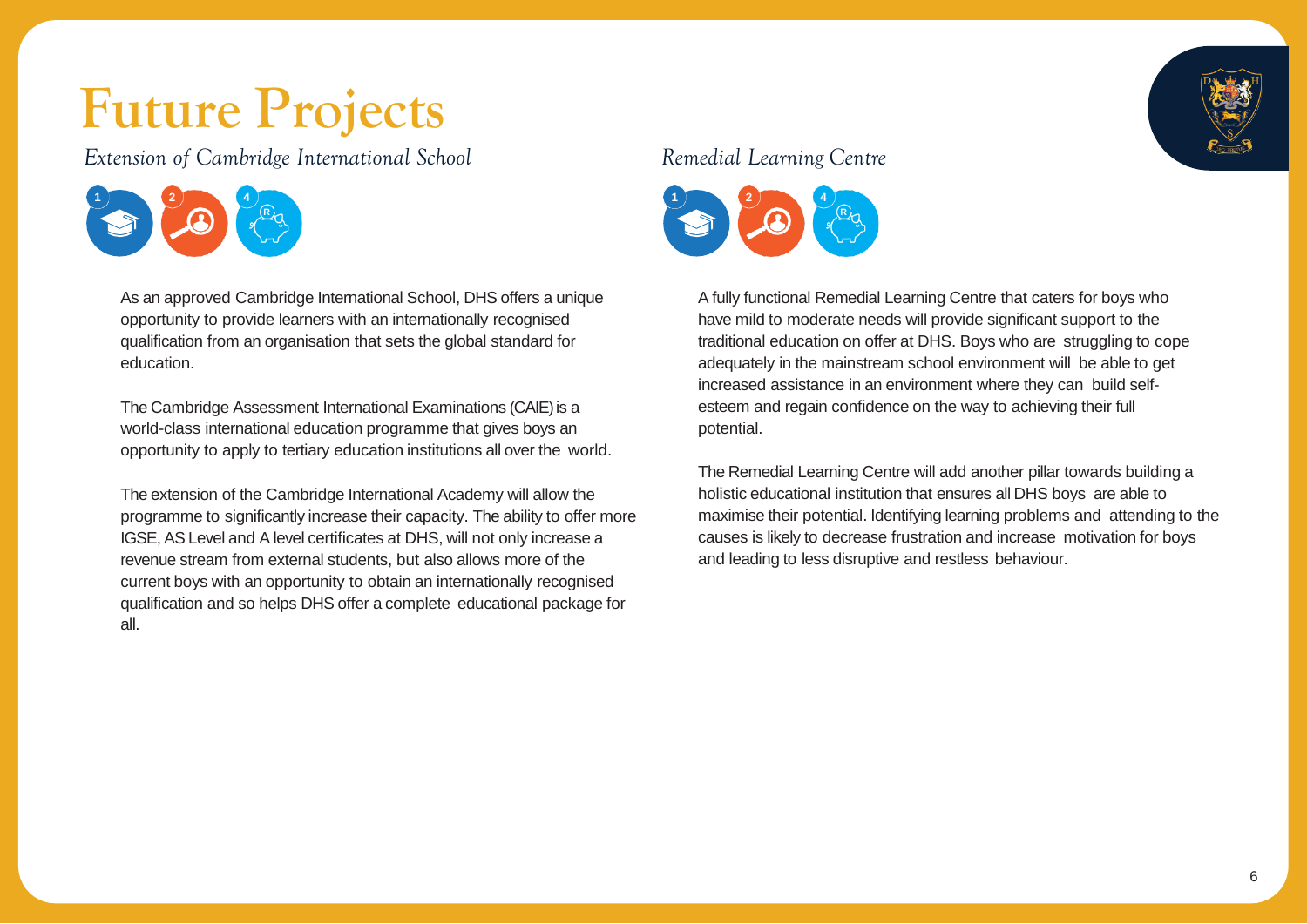# Future Projects

## *Extension of Cambridge International School*

1 2 4

As an approved Cambridge International School, DHS offers a unique opportunity to provide learners with an internationally recognised qualification from an organisation that sets the global standard for education.

The Cambridge Assessment International Examinations (CAIE) is a world-class international education programme that gives boys an opportunity to apply to tertiary education institutions all over the world.

The extension of the Cambridge International Academy will allow the programme to significantly increase their capacity. The ability to offer more IGSE, AS Level and A level certificates at DHS, will not only increase a revenue stream from external students, but also allows more of the current boys with an opportunity to obtain an internationally recognised qualification and so helps DHS offer a complete educational package for all.

## *Remedial Learning Centre*

1 2 4

A fully functional Remedial Learning Centre that caters for boys who have mild to moderate needs will provide significant support to the traditional education on offer at DHS. Boys who are struggling to cope adequately in the mainstream school environment will be able to get increased assistance in an environment where they can build self-esteem and regain confidence on the way to achieving their full potential.

The Remedial Learning Centre will add another pillar towards building a holistic educational institution that ensures all DHS boys are able to maximise their potential. Identifying learning problems and attending to the causes is likely to decrease frustration and increase motivation for boys and leading to less disruptive and restless behaviour.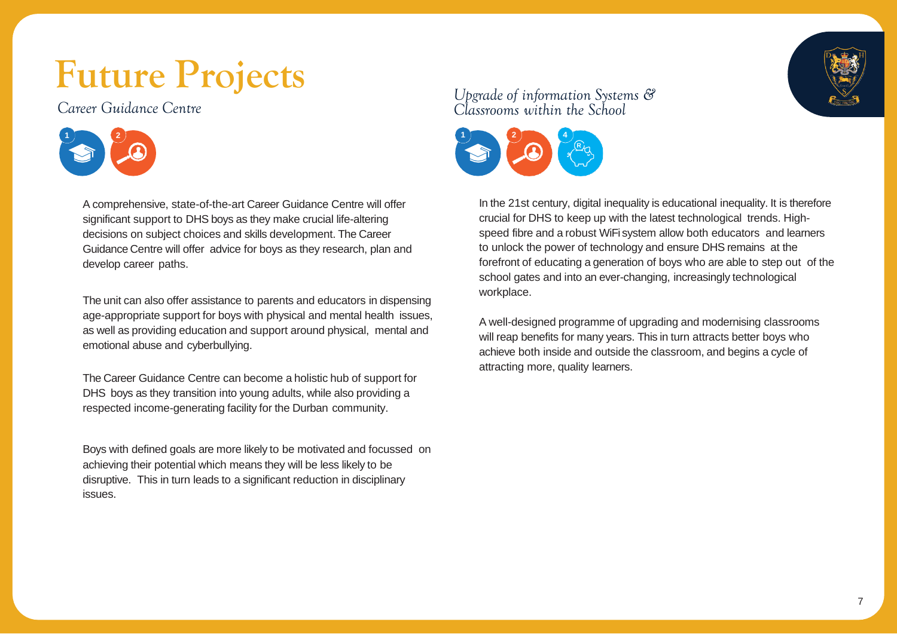# Future Projects

## Career Guidance Centre

A comprehensive, state-of-the-art Career Guidance Centre will offer significant support to DHS boys as they make crucial life-altering decisions on subject choices and skills development. The Career Guidance Centre will offer advice for boys as they research, plan and develop career paths.

The unit can also offer assistance to parents and educators in dispensing age-appropriate support for boys with physical and mental health issues, as well as providing education and support around physical, mental and emotional abuse and cyberbullying.

The Career Guidance Centre can become a holistic hub of support for DHS boys as they transition into young adults, while also providing a respected income-generating facility for the Durban community.

Boys with defined goals are more likely to be motivated and focussed on achieving their potential which means they will be less likely to be disruptive. This in turn leads to a significant reduction in disciplinary issues.

## Upgrade of information Systems & Classrooms within the School

In the 21st century, digital inequality is educational inequality. It is therefore crucial for DHS to keep up with the latest technological trends. High-speed fibre and a robust WiFi system allow both educators and learners to unlock the power of technology and ensure DHS remains at the forefront of educating a generation of boys who are able to step out of the school gates and into an ever-changing, increasingly technological workplace.

A well-designed programme of upgrading and modernising classrooms will reap benefits for many years. This in turn attracts better boys who achieve both inside and outside the classroom, and begins a cycle of attracting more, quality learners.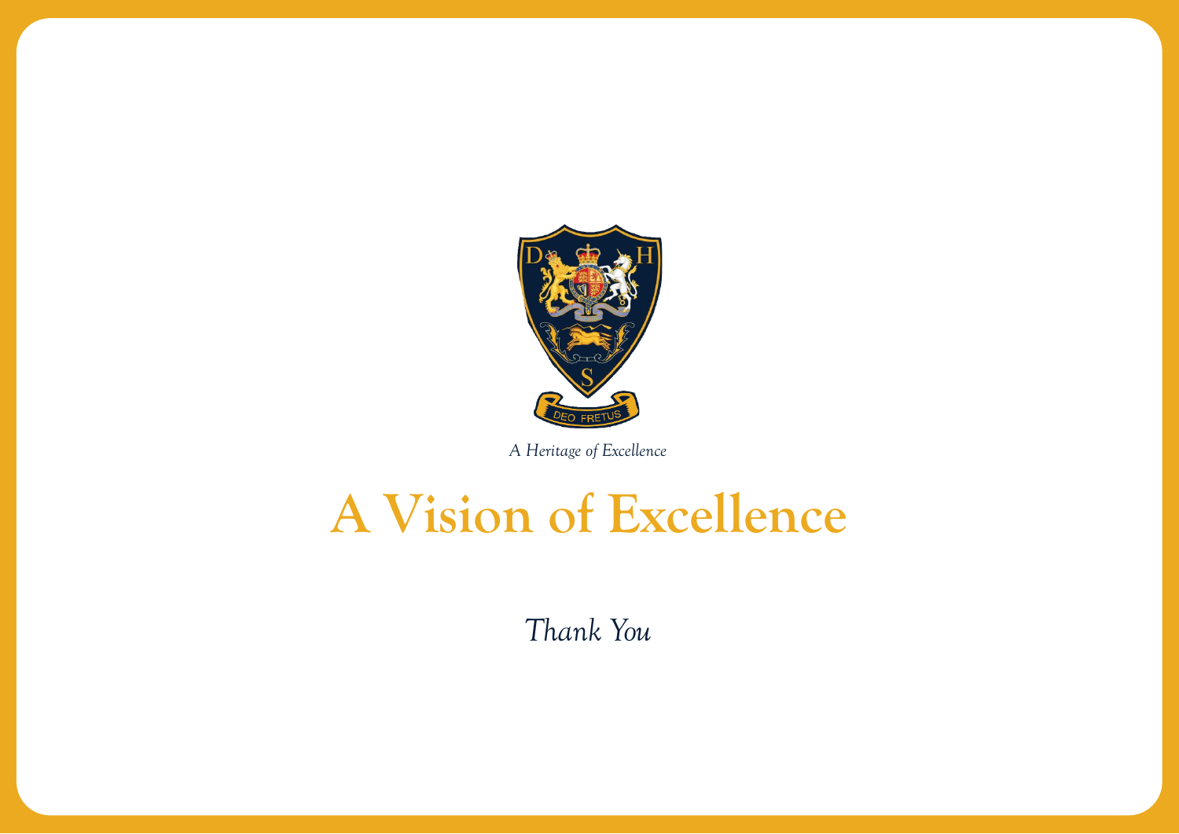*A Heritage of Excellence*

# A Vision of Excellence

*Thank You*